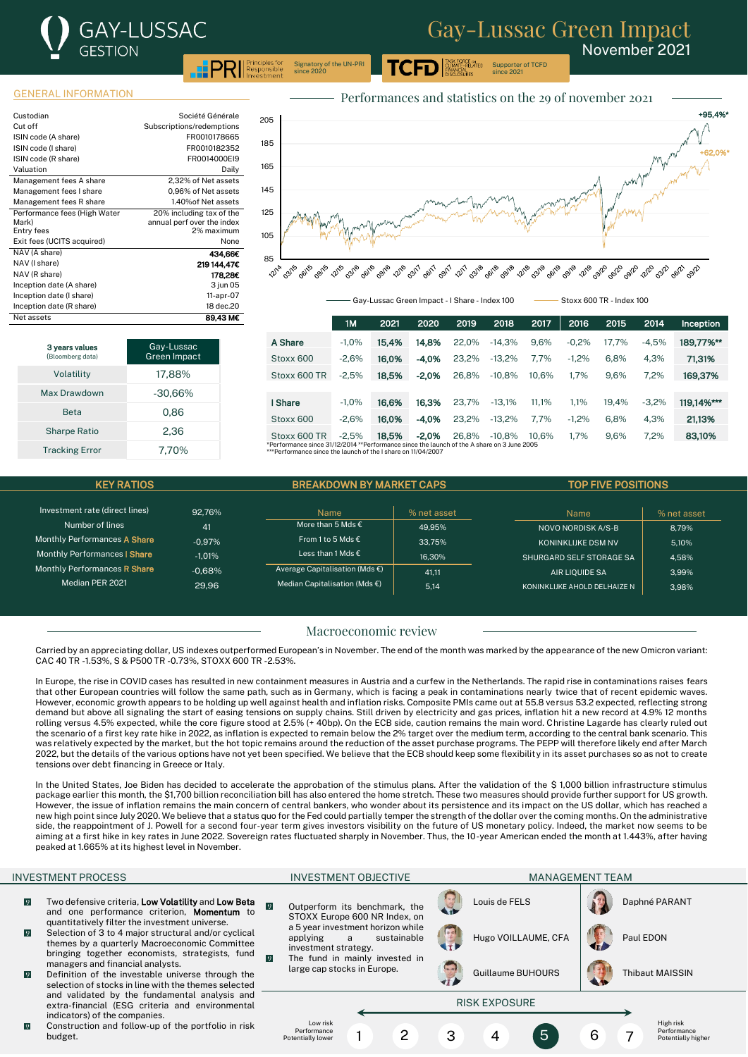# GAY-LUSSAC GESTION

# Gay-Lussac Green Impact

November 2021

PRI Principles for Responsible Investment — Signatory of the UN-PRI since 2020

TCFD Task Force on Climate-Related Financial Disclosures — Supporter of TCFD since 2021

## GENERAL INFORMATION

| | |
|---|---|
| Custodian | Société Générale |
| Cut off | Subscriptions/redemptions |
| ISIN code (A share) | FR0010178665 |
| ISIN code (I share) | FR0010182352 |
| ISIN code (R share) | FR0014000EI9 |
| Valuation | Daily |
| Management fees A share | 2,32% of Net assets |
| Management fees I share | 0,96% of Net assets |
| Management fees R share | 1.40%of Net assets |
| Performance fees (High Water Mark) | 20% including tax of the annual perf over the index |
| Entry fees | 2% maximum |
| Exit fees (UCITS acquired) | None |
| NAV (A share) | **434,66€** |
| NAV (I share) | **219 144,47€** |
| NAV (R share) | **178,28€** |
| Inception date (A share) | 3 jun 05 |
| Inception date (I share) | 11-apr-07 |
| Inception date (R share) | 18 dec.20 |
| Net assets | **89,43 M€** |

| **3 years values** (Bloomberg data) | Gay-Lussac Green Impact |
|---|---|
| Volatility | 17,88% |
| Max Drawdown | -30,66% |
| Beta | 0,86 |
| Sharpe Ratio | 2,36 |
| Tracking Error | 7,70% |

## Performances and statistics on the 29 of november 2021

Chart: Gay-Lussac Green Impact - I Share - Index 100 (+95,4%*) ; Stoxx 600 TR - Index 100 (+62,0%*)

| | 1M | 2021 | 2020 | 2019 | 2018 | 2017 | 2016 | 2015 | 2014 | Inception |
|---|---|---|---|---|---|---|---|---|---|---|
| **A Share** | -1,0% | **15,4%** | **14,8%** | 22,0% | -14,3% | 9,6% | -0,2% | 17,7% | -4,5% | **189,77%\*\*** |
| Stoxx 600 | -2,6% | **16,0%** | **-4,0%** | 23,2% | -13,2% | 7,7% | -1,2% | 6,8% | 4,3% | **71,31%** |
| Stoxx 600 TR | -2,5% | **18,5%** | **-2,0%** | 26,8% | -10,8% | 10,6% | 1,7% | 9,6% | 7,2% | **169,37%** |
| | | | | | | | | | | |
| **I Share** | -1,0% | **16,6%** | **16,3%** | 23,7% | -13,1% | 11,1% | 1,1% | 19,4% | -3,2% | **119,14%\*\*\*** |
| Stoxx 600 | -2,6% | **16,0%** | **-4,0%** | 23,2% | -13,2% | 7,7% | -1,2% | 6,8% | 4,3% | **21,13%** |
| Stoxx 600 TR | -2,5% | **18,5%** | **-2,0%** | 26,8% | -10,8% | 10,6% | 1,7% | 9,6% | 7,2% | **83,10%** |

*Performance since 31/12/2014 **Performance since the launch of the A share on 3 June 2005
***Performance since the launch of the I share on 11/04/2007

## KEY RATIOS

| | |
|---|---|
| Investment rate (direct lines) | 92,76% |
| Number of lines | 41 |
| Monthly Performances A Share | -0,97% |
| Monthly Performances I Share | -1,01% |
| Monthly Performances R Share | -0,68% |
| Median PER 2021 | 29,96 |

## BREAKDOWN BY MARKET CAPS

| Name | % net asset |
|---|---|
| More than 5 Mds € | 49,95% |
| From 1 to 5 Mds € | 33,75% |
| Less than 1 Mds € | 16,30% |
| Average Capitalisation (Mds €) | 41,11 |
| Median Capitalisation (Mds €) | 5,14 |

## TOP FIVE POSITIONS

| Name | % net asset |
|---|---|
| NOVO NORDISK A/S-B | 8,79% |
| KONINKLIJKE DSM NV | 5,10% |
| SHURGARD SELF STORAGE SA | 4,58% |
| AIR LIQUIDE SA | 3,99% |
| KONINKLIJKE AHOLD DELHAIZE N | 3,98% |

## Macroeconomic review

Carried by an appreciating dollar, US indexes outperformed European's in November. The end of the month was marked by the appearance of the new Omicron variant: CAC 40 TR -1.53%, S & P500 TR -0.73%, STOXX 600 TR -2.53%.

In Europe, the rise in COVID cases has resulted in new containment measures in Austria and a curfew in the Netherlands. The rapid rise in contaminations raises fears that other European countries will follow the same path, such as in Germany, which is facing a peak in contaminations nearly twice that of recent epidemic waves. However, economic growth appears to be holding up well against health and inflation risks. Composite PMIs came out at 55.8 versus 53.2 expected, reflecting strong demand but above all signaling the start of easing tensions on supply chains. Still driven by electricity and gas prices, inflation hit a new record at 4.9% 12 months rolling versus 4.5% expected, while the core figure stood at 2.5% (+ 40bp). On the ECB side, caution remains the main word. Christine Lagarde has clearly ruled out the scenario of a first key rate hike in 2022, as inflation is expected to remain below the 2% target over the medium term, according to the central bank scenario. This was relatively expected by the market, but the hot topic remains around the reduction of the asset purchase programs. The PEPP will therefore likely end after March 2022, but the details of the various options have not yet been specified. We believe that the ECB should keep some flexibility in its asset purchases so as not to create tensions over debt financing in Greece or Italy.

In the United States, Joe Biden has decided to accelerate the approbation of the stimulus plans. After the validation of the $ 1,000 billion infrastructure stimulus package earlier this month, the $1,700 billion reconciliation bill has also entered the home stretch. These two measures should provide further support for US growth. However, the issue of inflation remains the main concern of central bankers, who wonder about its persistence and its impact on the US dollar, which has reached a new high point since July 2020. We believe that a status quo for the Fed could partially temper the strength of the dollar over the coming months. On the administrative side, the reappointment of J. Powell for a second four-year term gives investors visibility on the future of US monetary policy. Indeed, the market now seems to be aiming at a first hike in key rates in June 2022. Sovereign rates fluctuated sharply in November. Thus, the 10-year American ended the month at 1.443%, after having peaked at 1.665% at its highest level in November.

## INVESTMENT PROCESS

- Two defensive criteria, **Low Volatility** and **Low Beta** and one performance criterion, **Momentum** to quantitatively filter the investment universe.
- Selection of 3 to 4 major structural and/or cyclical themes by a quarterly Macroeconomic Committee bringing together economists, strategists, fund managers and financial analysts.
- Definition of the investable universe through the selection of stocks in line with the themes selected and validated by the fundamental analysis and extra-financial (ESG criteria and environmental indicators) of the companies.
- Construction and follow-up of the portfolio in risk budget.

## INVESTMENT OBJECTIVE

- Outperform its benchmark, the STOXX Europe 600 NR Index, on a 5 year investment horizon while applying a sustainable investment strategy.
- The fund in mainly invested in large cap stocks in Europe.

## MANAGEMENT TEAM

- Louis de FELS
- Daphné PARANT
- Hugo VOILLAUME, CFA
- Paul EDON
- Guillaume BUHOURS
- Thibaut MAISSIN

## RISK EXPOSURE

Low risk, Performance Potentially lower — 1 2 3 4 **5** 6 7 — High risk, Performance Potentially higher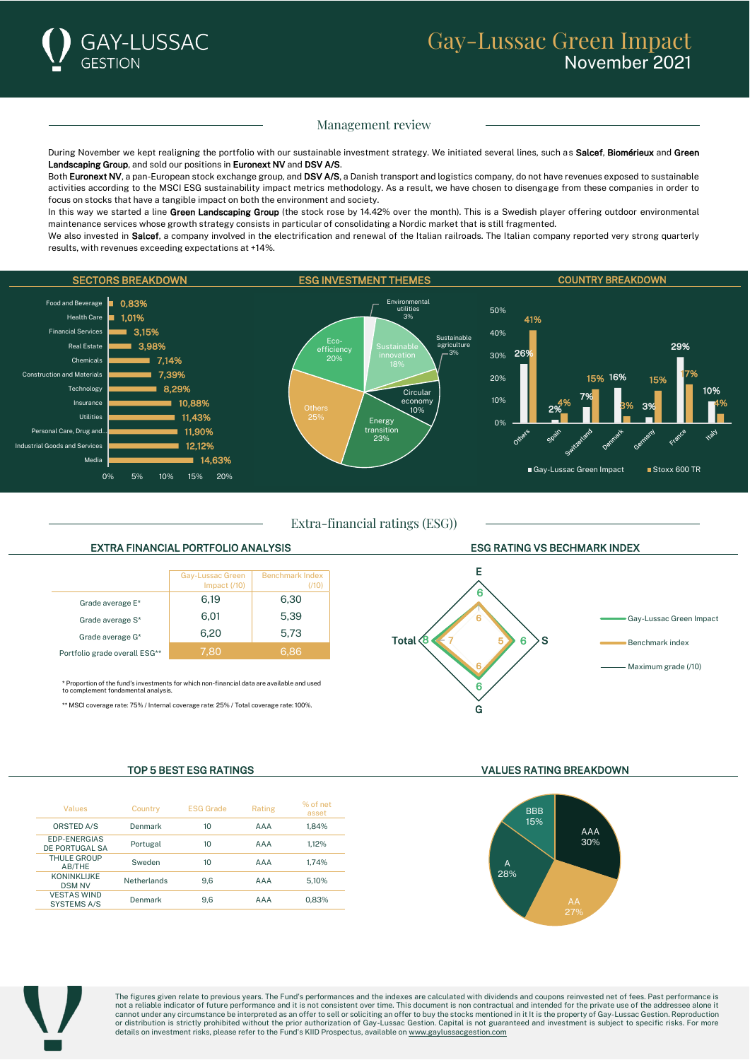# Gay-Lussac Green Impact
November 2021

## Management review

During November we kept realigning the portfolio with our sustainable investment strategy. We initiated several lines, such as **Salcef**, **Biomérieux** and **Green Landscaping Group**, and sold our positions in **Euronext NV** and **DSV A/S**.

Both **Euronext NV**, a pan-European stock exchange group, and **DSV A/S**, a Danish transport and logistics company, do not have revenues exposed to sustainable activities according to the MSCI ESG sustainability impact metrics methodology. As a result, we have chosen to disengage from these companies in order to focus on stocks that have a tangible impact on both the environment and society.

In this way we started a line **Green Landscaping Group** (the stock rose by 14.42% over the month). This is a Swedish player offering outdoor environmental maintenance services whose growth strategy consists in particular of consolidating a Nordic market that is still fragmented.

We also invested in **Salcef**, a company involved in the electrification and renewal of the Italian railroads. The Italian company reported very strong quarterly results, with revenues exceeding expectations at +14%.

### SECTORS BREAKDOWN

| Sector | Weight |
|---|---|
| Food and Beverage | 0,83% |
| Health Care | 1,01% |
| Financial Services | 3,15% |
| Real Estate | 3,98% |
| Chemicals | 7,14% |
| Construction and Materials | 7,39% |
| Technology | 8,29% |
| Insurance | 10,88% |
| Utilities | 11,43% |
| Personal Care, Drug and... | 11,90% |
| Industrial Goods and Services | 12,12% |
| Media | 14,63% |

### ESG INVESTMENT THEMES

| Theme | Weight |
|---|---|
| Environmental utilities | 3% |
| Sustainable innovation | 18% |
| Sustainable agriculture | 3% |
| Circular economy | 10% |
| Energy transition | 23% |
| Others | 25% |
| Eco-efficiency | 20% |

### COUNTRY BREAKDOWN

| Country | Gay-Lussac Green Impact | Stoxx 600 TR |
|---|---|---|
| Others | 26% | 41% |
| Spain | 2% | 4% |
| Switzerland | 7% | 15% |
| Denmark | 16% | 3% |
| Germany | 3% | 15% |
| France | 29% | 17% |
| Italy | 10% | 4% |

## Extra-financial ratings (ESG))

### EXTRA FINANCIAL PORTFOLIO ANALYSIS

| | Gay-Lussac Green Impact (/10) | Benchmark Index (/10) |
|---|---|---|
| Grade average E* | 6,19 | 6,30 |
| Grade average S* | 6,01 | 5,39 |
| Grade average G* | 6,20 | 5,73 |
| Portfolio grade overall ESG** | 7,80 | 6,86 |

\* Proportion of the fund's investments for which non-financial data are available and used to complement fondamental analysis.

\*\* MSCI coverage rate: 75% / Internal coverage rate: 25% / Total coverage rate: 100%.

### ESG RATING VS BECHMARK INDEX

| | Gay-Lussac Green Impact | Benchmark index |
|---|---|---|
| E | 6 | 6 |
| S | 6 | 5 |
| G | 6 | 6 |
| Total | 8 | 7 |

Maximum grade (/10)

### TOP 5 BEST ESG RATINGS

| Values | Country | ESG Grade | Rating | % of net asset |
|---|---|---|---|---|
| ORSTED A/S | Denmark | 10 | AAA | 1,84% |
| EDP-ENERGIAS DE PORTUGAL SA | Portugal | 10 | AAA | 1,12% |
| THULE GROUP AB/THE | Sweden | 10 | AAA | 1,74% |
| KONINKLIJKE DSM NV | Netherlands | 9,6 | AAA | 5,10% |
| VESTAS WIND SYSTEMS A/S | Denmark | 9,6 | AAA | 0,83% |

### VALUES RATING BREAKDOWN

| Rating | Weight |
|---|---|
| AAA | 30% |
| AA | 27% |
| A | 28% |
| BBB | 15% |

The figures given relate to previous years. The Fund's performances and the indexes are calculated with dividends and coupons reinvested net of fees. Past performance is not a reliable indicator of future performance and it is not consistent over time. This document is non contractual and intended for the private use of the addressee alone it cannot under any circumstance be interpreted as an offer to sell or soliciting an offer to buy the stocks mentioned in it It is the property of Gay-Lussac Gestion. Reproduction or distribution is strictly prohibited without the prior authorization of Gay-Lussac Gestion. Capital is not guaranteed and investment is subject to specific risks. For more details on investment risks, please refer to the Fund's KIID Prospectus, available on www.gaylussacgestion.com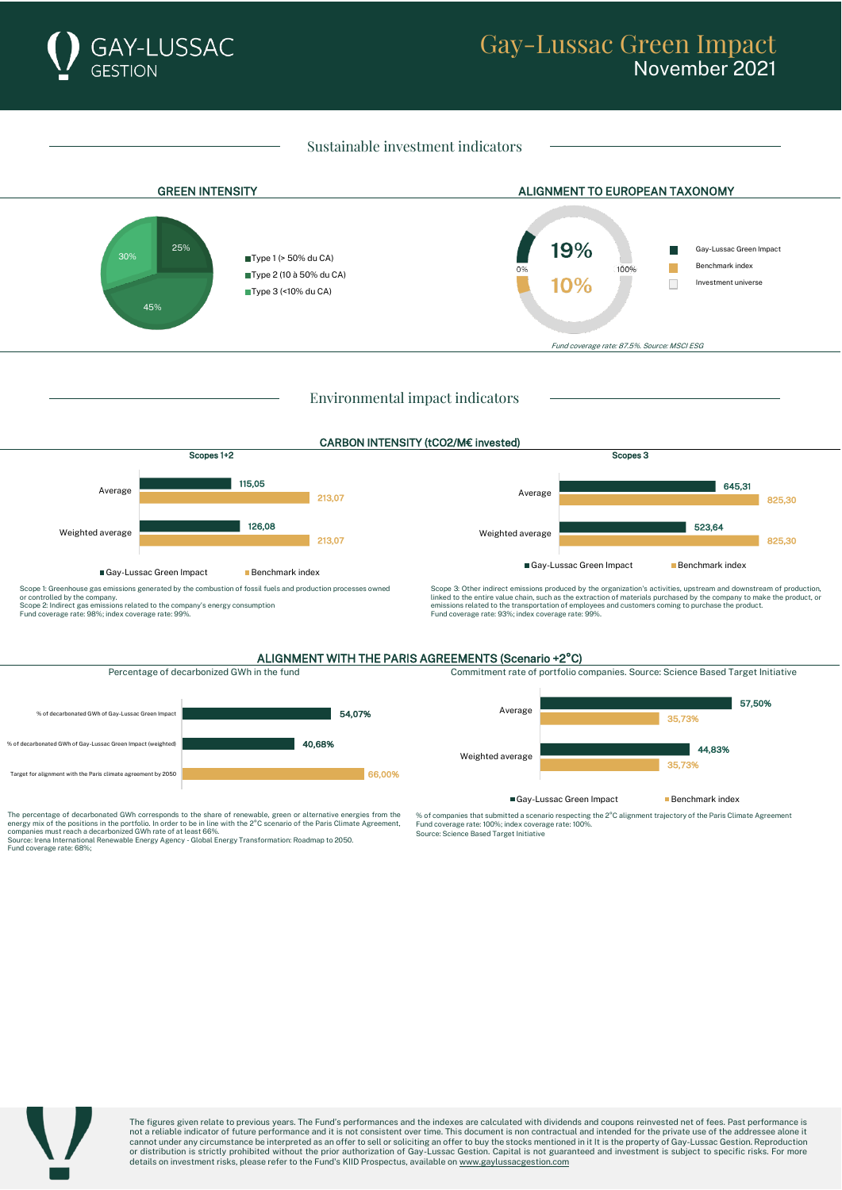GAY-LUSSAC GESTION

# Gay-Lussac Green Impact
November 2021

## Sustainable investment indicators

### GREEN INTENSITY

25%
30%
45%

Type 1 (> 50% du CA)
Type 2 (10 à 50% du CA)
Type 3 (<10% du CA)

### ALIGNMENT TO EUROPEAN TAXONOMY

19%
10%
0%
100%

Gay-Lussac Green Impact
Benchmark index
Investment universe

*Fund coverage rate: 87.5%. Source: MSCI ESG*

## Environmental impact indicators

### CARBON INTENSITY (t$CO_2$/M€ invested)

**Scopes 1+2**

Average
115,05
213,07

Weighted average
126,08
213,07

Gay-Lussac Green Impact
Benchmark index

Scope 1: Greenhouse gas emissions generated by the combustion of fossil fuels and production processes owned or controlled by the company.
Scope 2: Indirect gas emissions related to the company's energy consumption
Fund coverage rate: 98%; index coverage rate: 99%.

**Scopes 3**

Average
645,31
825,30

Weighted average
523,64
825,30

Gay-Lussac Green Impact
Benchmark index

Scope 3: Other indirect emissions produced by the organization's activities, upstream and downstream of production, linked to the entire value chain, such as the extraction of materials purchased by the company to make the product, or emissions related to the transportation of employees and customers coming to purchase the product.
Fund coverage rate: 93%; index coverage rate: 99%.

### ALIGNMENT WITH THE PARIS AGREEMENTS (Scenario +2°C)

**Percentage of decarbonized GWh in the fund**

% of decarbonated GWh of Gay-Lussac Green Impact
54,07%

% of decarbonated GWh of Gay-Lussac Green Impact (weighted)
40,68%

Target for alignment with the Paris climate agreement by 2050
66,00%

The percentage of decarbonated GWh corresponds to the share of renewable, green or alternative energies from the energy mix of the positions in the portfolio. In order to be in line with the 2°C scenario of the Paris Climate Agreement, companies must reach a decarbonized GWh rate of at least 66%.
Source: Irena International Renewable Energy Agency - Global Energy Transformation: Roadmap to 2050.
Fund coverage rate: 68%;

**Commitment rate of portfolio companies. Source: Science Based Target Initiative**

Average
57,50%
35,73%

Weighted average
44,83%
35,73%

Gay-Lussac Green Impact
Benchmark index

% of companies that submitted a scenario respecting the 2°C alignment trajectory of the Paris Climate Agreement
Fund coverage rate: 100%; index coverage rate: 100%.
Source: Science Based Target Initiative

The figures given relate to previous years. The Fund's performances and the indexes are calculated with dividends and coupons reinvested net of fees. Past performance is not a reliable indicator of future performance and it is not consistent over time. This document is non contractual and intended for the private use of the addressee alone it cannot under any circumstance be interpreted as an offer to sell or soliciting an offer to buy the stocks mentioned in it It is the property of Gay-Lussac Gestion. Reproduction or distribution is strictly prohibited without the prior authorization of Gay-Lussac Gestion. Capital is not guaranteed and investment is subject to specific risks. For more details on investment risks, please refer to the Fund's KIID Prospectus, available on www.gaylussacgestion.com